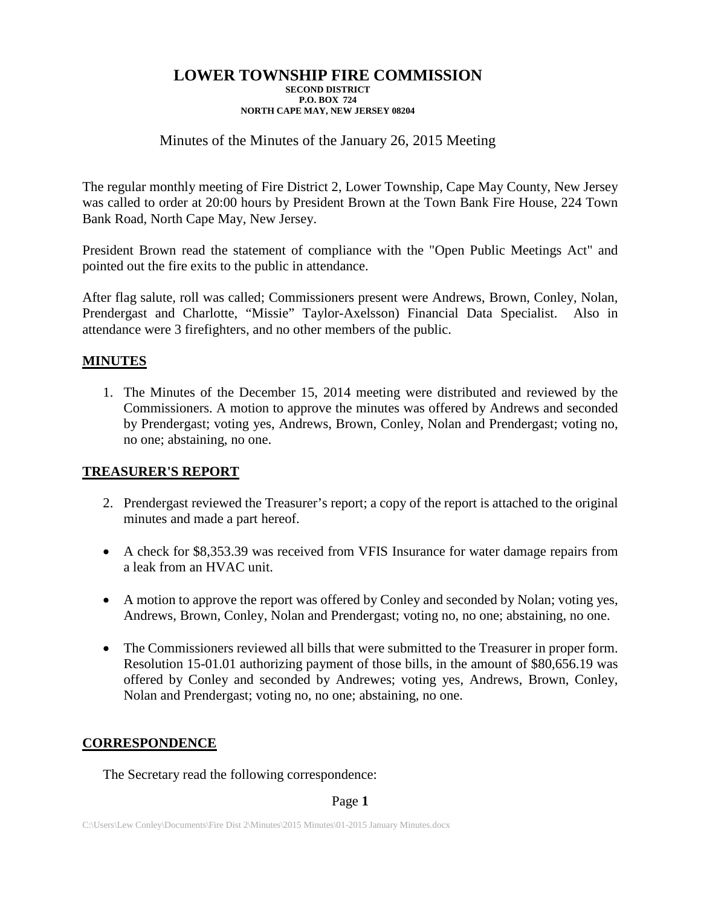# LOWER TOWNSHIP FIRE COMMISSION

**SECOND DISTRICT**
**P.O. BOX 724**
**NORTH CAPE MAY, NEW JERSEY 08204**

Minutes of the Minutes of the January 26, 2015 Meeting

The regular monthly meeting of Fire District 2, Lower Township, Cape May County, New Jersey was called to order at 20:00 hours by President Brown at the Town Bank Fire House, 224 Town Bank Road, North Cape May, New Jersey.

President Brown read the statement of compliance with the "Open Public Meetings Act" and pointed out the fire exits to the public in attendance.

After flag salute, roll was called; Commissioners present were Andrews, Brown, Conley, Nolan, Prendergast and Charlotte, "Missie" Taylor-Axelsson) Financial Data Specialist. Also in attendance were 3 firefighters, and no other members of the public.

## MINUTES

1. The Minutes of the December 15, 2014 meeting were distributed and reviewed by the Commissioners. A motion to approve the minutes was offered by Andrews and seconded by Prendergast; voting yes, Andrews, Brown, Conley, Nolan and Prendergast; voting no, no one; abstaining, no one.

## TREASURER'S REPORT

2. Prendergast reviewed the Treasurer's report; a copy of the report is attached to the original minutes and made a part hereof.

- A check for $8,353.39 was received from VFIS Insurance for water damage repairs from a leak from an HVAC unit.

- A motion to approve the report was offered by Conley and seconded by Nolan; voting yes, Andrews, Brown, Conley, Nolan and Prendergast; voting no, no one; abstaining, no one.

- The Commissioners reviewed all bills that were submitted to the Treasurer in proper form. Resolution 15-01.01 authorizing payment of those bills, in the amount of $80,656.19 was offered by Conley and seconded by Andrewes; voting yes, Andrews, Brown, Conley, Nolan and Prendergast; voting no, no one; abstaining, no one.

## CORRESPONDENCE

The Secretary read the following correspondence: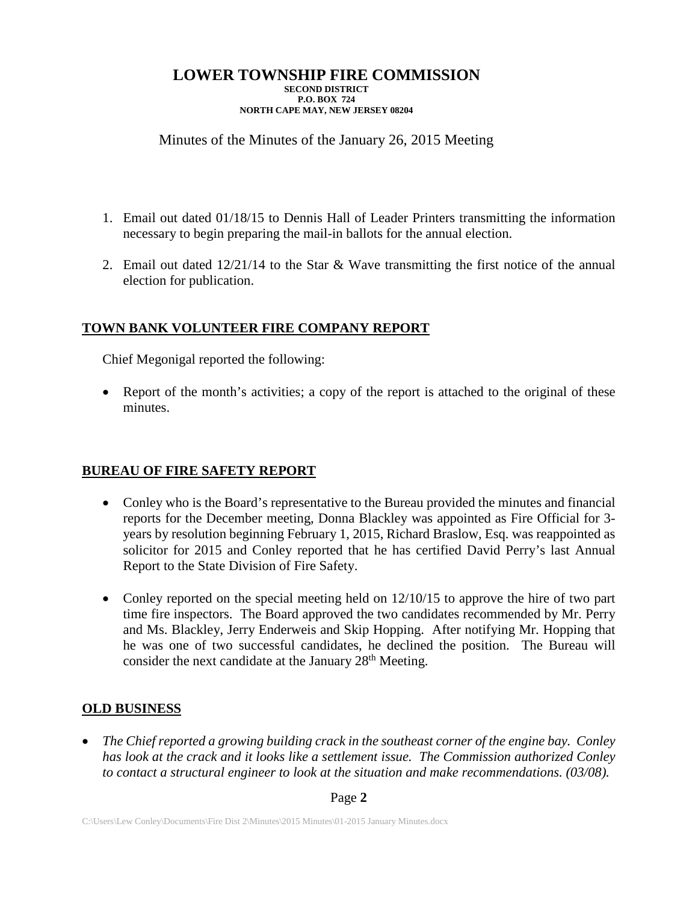# LOWER TOWNSHIP FIRE COMMISSION

**SECOND DISTRICT**
**P.O. BOX 724**
**NORTH CAPE MAY, NEW JERSEY 08204**

Minutes of the Minutes of the January 26, 2015 Meeting

1. Email out dated 01/18/15 to Dennis Hall of Leader Printers transmitting the information necessary to begin preparing the mail-in ballots for the annual election.

2. Email out dated 12/21/14 to the Star & Wave transmitting the first notice of the annual election for publication.

## TOWN BANK VOLUNTEER FIRE COMPANY REPORT

Chief Megonigal reported the following:

- Report of the month's activities; a copy of the report is attached to the original of these minutes.

## BUREAU OF FIRE SAFETY REPORT

- Conley who is the Board's representative to the Bureau provided the minutes and financial reports for the December meeting, Donna Blackley was appointed as Fire Official for 3-years by resolution beginning February 1, 2015, Richard Braslow, Esq. was reappointed as solicitor for 2015 and Conley reported that he has certified David Perry's last Annual Report to the State Division of Fire Safety.

- Conley reported on the special meeting held on 12/10/15 to approve the hire of two part time fire inspectors. The Board approved the two candidates recommended by Mr. Perry and Ms. Blackley, Jerry Enderweis and Skip Hopping. After notifying Mr. Hopping that he was one of two successful candidates, he declined the position. The Bureau will consider the next candidate at the January 28th Meeting.

## OLD BUSINESS

- *The Chief reported a growing building crack in the southeast corner of the engine bay. Conley has look at the crack and it looks like a settlement issue. The Commission authorized Conley to contact a structural engineer to look at the situation and make recommendations. (03/08).*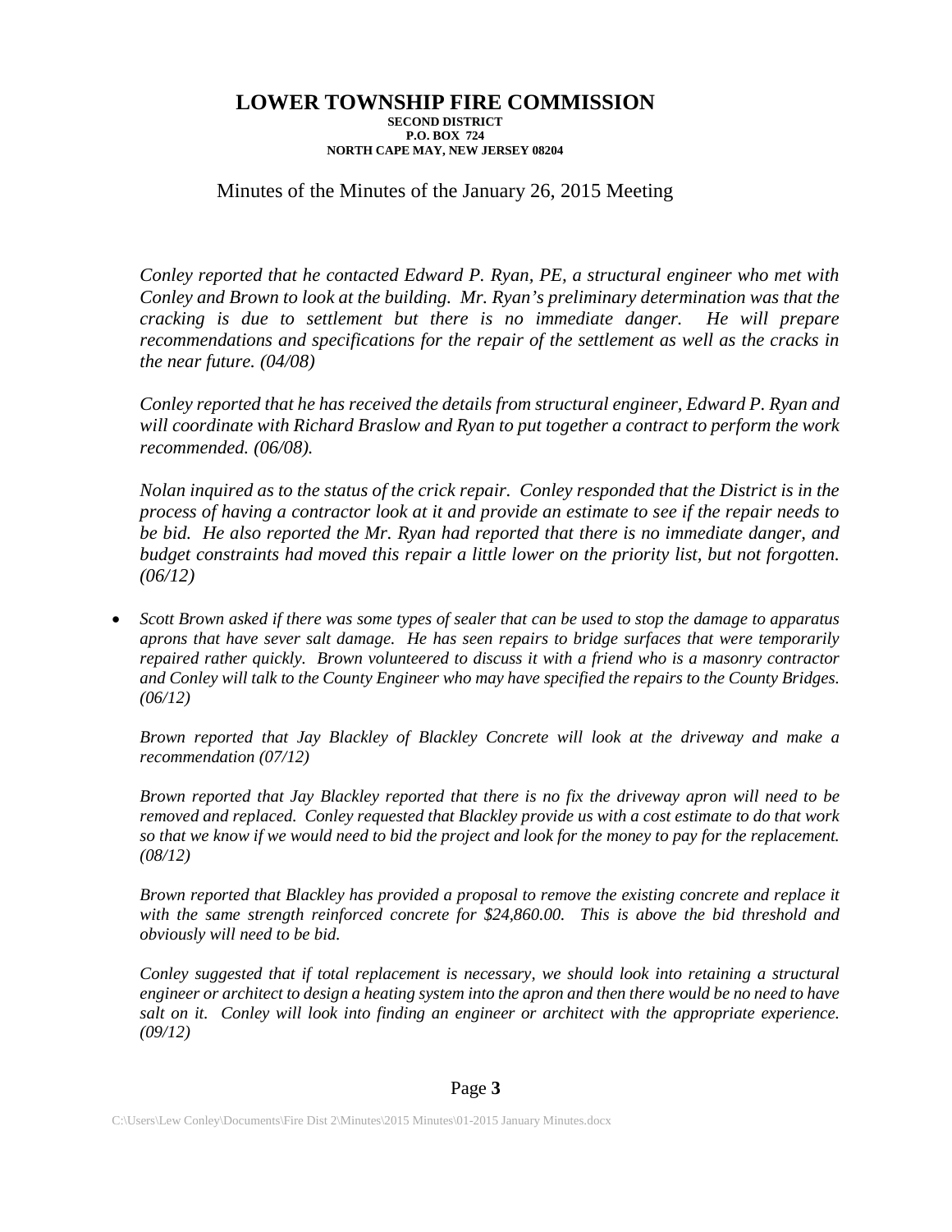# LOWER TOWNSHIP FIRE COMMISSION

**SECOND DISTRICT**
**P.O. BOX 724**
**NORTH CAPE MAY, NEW JERSEY 08204**

Minutes of the Minutes of the January 26, 2015 Meeting

*Conley reported that he contacted Edward P. Ryan, PE, a structural engineer who met with Conley and Brown to look at the building. Mr. Ryan's preliminary determination was that the cracking is due to settlement but there is no immediate danger. He will prepare recommendations and specifications for the repair of the settlement as well as the cracks in the near future. (04/08)*

*Conley reported that he has received the details from structural engineer, Edward P. Ryan and will coordinate with Richard Braslow and Ryan to put together a contract to perform the work recommended. (06/08).*

*Nolan inquired as to the status of the crick repair. Conley responded that the District is in the process of having a contractor look at it and provide an estimate to see if the repair needs to be bid. He also reported the Mr. Ryan had reported that there is no immediate danger, and budget constraints had moved this repair a little lower on the priority list, but not forgotten. (06/12)*

- *Scott Brown asked if there was some types of sealer that can be used to stop the damage to apparatus aprons that have sever salt damage. He has seen repairs to bridge surfaces that were temporarily repaired rather quickly. Brown volunteered to discuss it with a friend who is a masonry contractor and Conley will talk to the County Engineer who may have specified the repairs to the County Bridges. (06/12)*

  *Brown reported that Jay Blackley of Blackley Concrete will look at the driveway and make a recommendation (07/12)*

  *Brown reported that Jay Blackley reported that there is no fix the driveway apron will need to be removed and replaced. Conley requested that Blackley provide us with a cost estimate to do that work so that we know if we would need to bid the project and look for the money to pay for the replacement. (08/12)*

  *Brown reported that Blackley has provided a proposal to remove the existing concrete and replace it with the same strength reinforced concrete for $24,860.00. This is above the bid threshold and obviously will need to be bid.*

  *Conley suggested that if total replacement is necessary, we should look into retaining a structural engineer or architect to design a heating system into the apron and then there would be no need to have salt on it. Conley will look into finding an engineer or architect with the appropriate experience. (09/12)*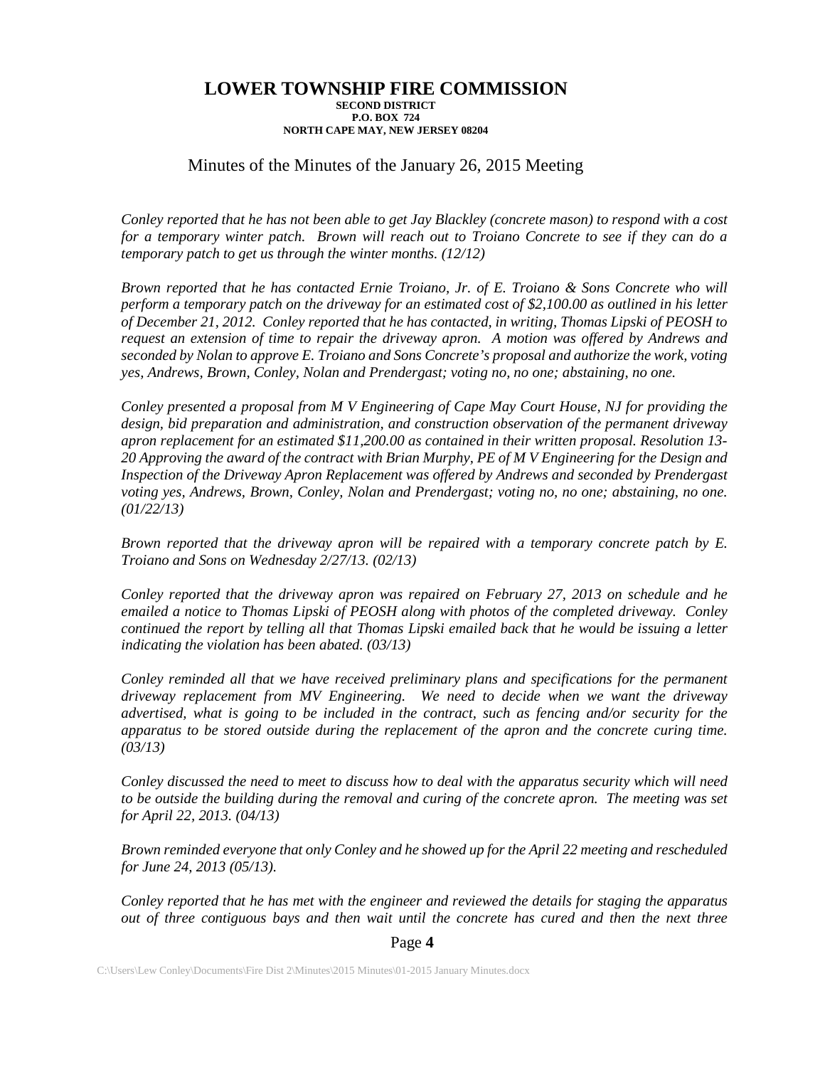# LOWER TOWNSHIP FIRE COMMISSION

**SECOND DISTRICT**
**P.O. BOX 724**
**NORTH CAPE MAY, NEW JERSEY 08204**

Minutes of the Minutes of the January 26, 2015 Meeting

*Conley reported that he has not been able to get Jay Blackley (concrete mason) to respond with a cost for a temporary winter patch. Brown will reach out to Troiano Concrete to see if they can do a temporary patch to get us through the winter months. (12/12)*

*Brown reported that he has contacted Ernie Troiano, Jr. of E. Troiano & Sons Concrete who will perform a temporary patch on the driveway for an estimated cost of $2,100.00 as outlined in his letter of December 21, 2012. Conley reported that he has contacted, in writing, Thomas Lipski of PEOSH to request an extension of time to repair the driveway apron. A motion was offered by Andrews and seconded by Nolan to approve E. Troiano and Sons Concrete's proposal and authorize the work, voting yes, Andrews, Brown, Conley, Nolan and Prendergast; voting no, no one; abstaining, no one.*

*Conley presented a proposal from M V Engineering of Cape May Court House, NJ for providing the design, bid preparation and administration, and construction observation of the permanent driveway apron replacement for an estimated $11,200.00 as contained in their written proposal. Resolution 13-20 Approving the award of the contract with Brian Murphy, PE of M V Engineering for the Design and Inspection of the Driveway Apron Replacement was offered by Andrews and seconded by Prendergast voting yes, Andrews, Brown, Conley, Nolan and Prendergast; voting no, no one; abstaining, no one. (01/22/13)*

*Brown reported that the driveway apron will be repaired with a temporary concrete patch by E. Troiano and Sons on Wednesday 2/27/13. (02/13)*

*Conley reported that the driveway apron was repaired on February 27, 2013 on schedule and he emailed a notice to Thomas Lipski of PEOSH along with photos of the completed driveway. Conley continued the report by telling all that Thomas Lipski emailed back that he would be issuing a letter indicating the violation has been abated. (03/13)*

*Conley reminded all that we have received preliminary plans and specifications for the permanent driveway replacement from MV Engineering. We need to decide when we want the driveway advertised, what is going to be included in the contract, such as fencing and/or security for the apparatus to be stored outside during the replacement of the apron and the concrete curing time. (03/13)*

*Conley discussed the need to meet to discuss how to deal with the apparatus security which will need to be outside the building during the removal and curing of the concrete apron. The meeting was set for April 22, 2013. (04/13)*

*Brown reminded everyone that only Conley and he showed up for the April 22 meeting and rescheduled for June 24, 2013 (05/13).*

*Conley reported that he has met with the engineer and reviewed the details for staging the apparatus out of three contiguous bays and then wait until the concrete has cured and then the next three*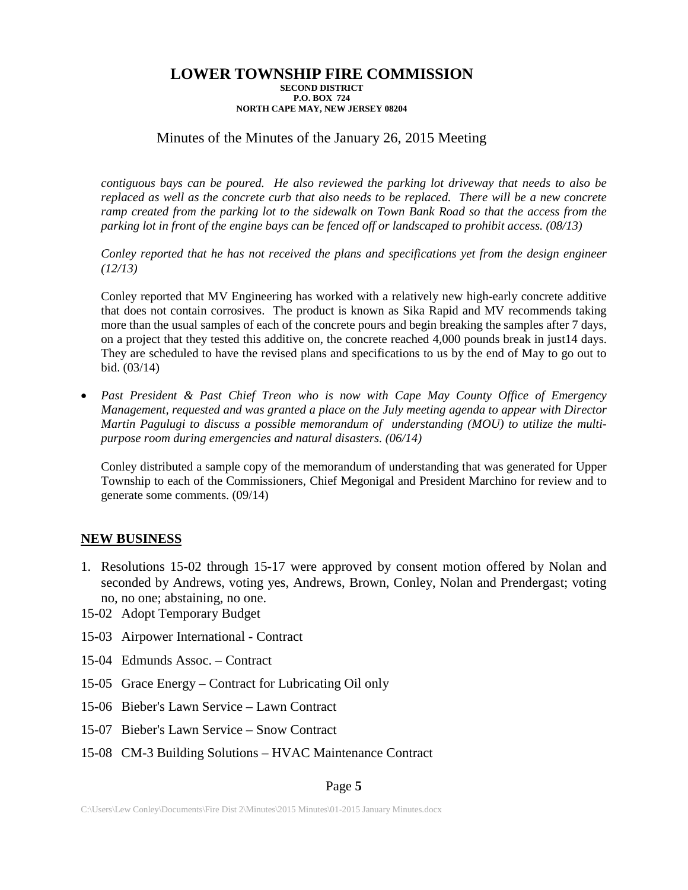*contiguous bays can be poured. He also reviewed the parking lot driveway that needs to also be replaced as well as the concrete curb that also needs to be replaced. There will be a new concrete ramp created from the parking lot to the sidewalk on Town Bank Road so that the access from the parking lot in front of the engine bays can be fenced off or landscaped to prohibit access. (08/13)*

*Conley reported that he has not received the plans and specifications yet from the design engineer (12/13)*

Conley reported that MV Engineering has worked with a relatively new high-early concrete additive that does not contain corrosives. The product is known as Sika Rapid and MV recommends taking more than the usual samples of each of the concrete pours and begin breaking the samples after 7 days, on a project that they tested this additive on, the concrete reached 4,000 pounds break in just14 days. They are scheduled to have the revised plans and specifications to us by the end of May to go out to bid. (03/14)

- *Past President & Past Chief Treon who is now with Cape May County Office of Emergency Management, requested and was granted a place on the July meeting agenda to appear with Director Martin Pagulugi to discuss a possible memorandum of understanding (MOU) to utilize the multi-purpose room during emergencies and natural disasters. (06/14)*

  Conley distributed a sample copy of the memorandum of understanding that was generated for Upper Township to each of the Commissioners, Chief Megonigal and President Marchino for review and to generate some comments. (09/14)

## NEW BUSINESS

1. Resolutions 15-02 through 15-17 were approved by consent motion offered by Nolan and seconded by Andrews, voting yes, Andrews, Brown, Conley, Nolan and Prendergast; voting no, no one; abstaining, no one.

15-02 Adopt Temporary Budget

15-03 Airpower International - Contract

15-04 Edmunds Assoc. – Contract

15-05 Grace Energy – Contract for Lubricating Oil only

15-06 Bieber's Lawn Service – Lawn Contract

15-07 Bieber's Lawn Service – Snow Contract

15-08 CM-3 Building Solutions – HVAC Maintenance Contract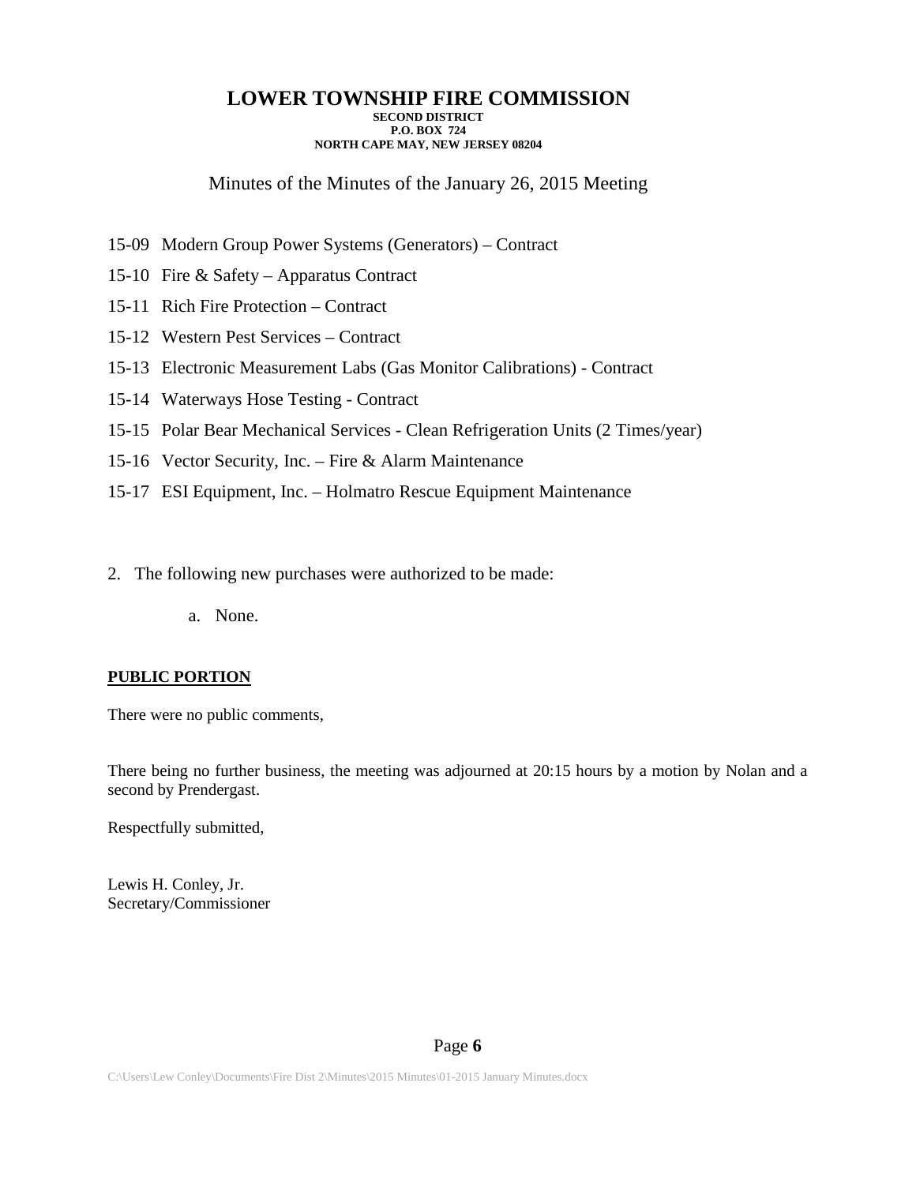# LOWER TOWNSHIP FIRE COMMISSION

**SECOND DISTRICT**
**P.O. BOX 724**
**NORTH CAPE MAY, NEW JERSEY 08204**

Minutes of the Minutes of the January 26, 2015 Meeting

15-09 Modern Group Power Systems (Generators) – Contract

15-10 Fire & Safety – Apparatus Contract

15-11 Rich Fire Protection – Contract

15-12 Western Pest Services – Contract

15-13 Electronic Measurement Labs (Gas Monitor Calibrations) - Contract

15-14 Waterways Hose Testing - Contract

15-15 Polar Bear Mechanical Services - Clean Refrigeration Units (2 Times/year)

15-16 Vector Security, Inc. – Fire & Alarm Maintenance

15-17 ESI Equipment, Inc. – Holmatro Rescue Equipment Maintenance

2. The following new purchases were authorized to be made:

   a. None.

**PUBLIC PORTION**

There were no public comments,

There being no further business, the meeting was adjourned at 20:15 hours by a motion by Nolan and a second by Prendergast.

Respectfully submitted,

Lewis H. Conley, Jr.
Secretary/Commissioner

C:\Users\Lew Conley\Documents\Fire Dist 2\Minutes\2015 Minutes\01-2015 January Minutes.docx